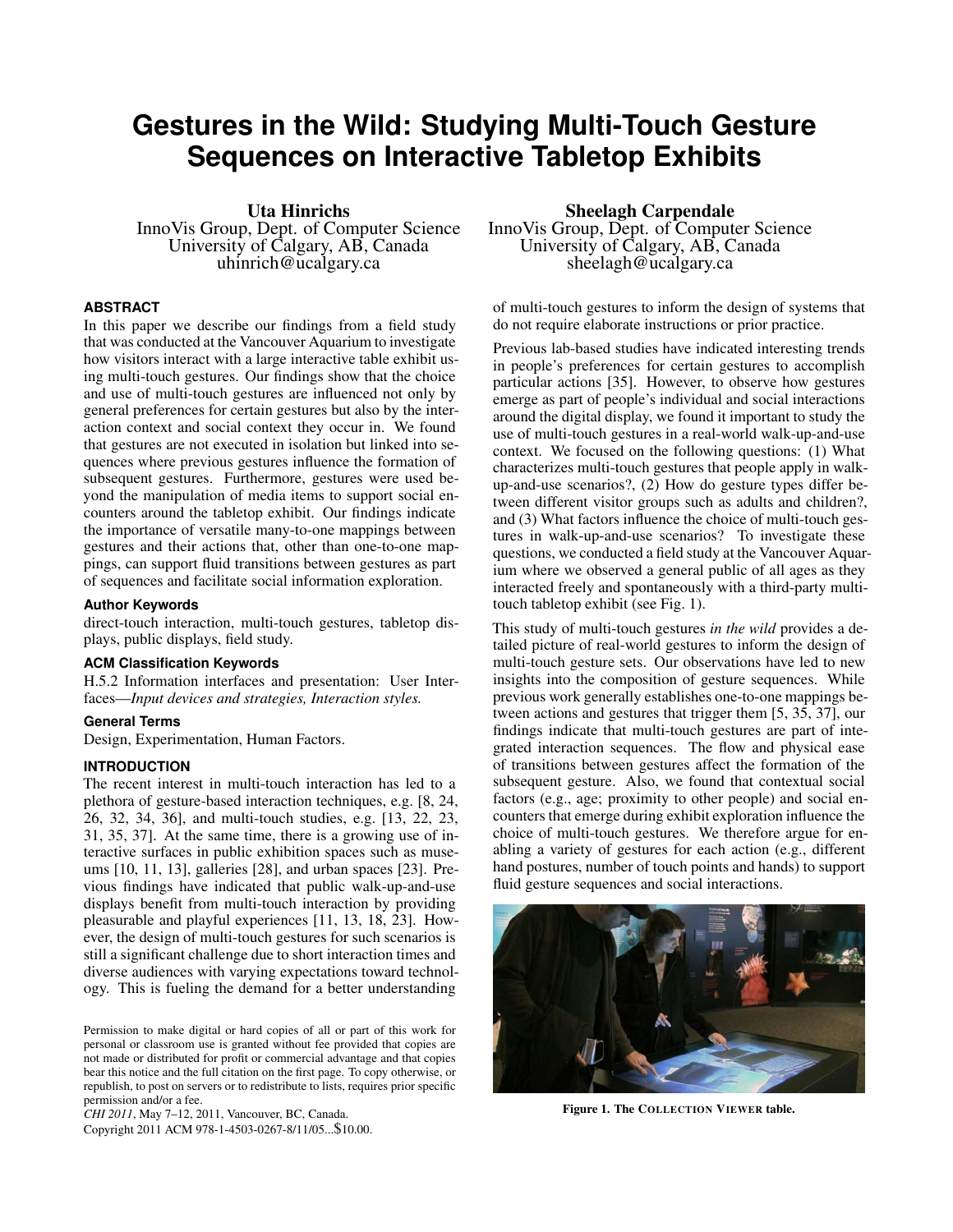# Gestures in the Wild: Studying Multi-Touch Gesture Sequences on Interactive Tabletop Exhibits

**Uta Hinrichs**
InnoVis Group, Dept. of Computer Science
University of Calgary, AB, Canada
uhinrich@ucalgary.ca

**Sheelagh Carpendale**
InnoVis Group, Dept. of Computer Science
University of Calgary, AB, Canada
sheelagh@ucalgary.ca

### ABSTRACT

In this paper we describe our findings from a field study that was conducted at the Vancouver Aquarium to investigate how visitors interact with a large interactive table exhibit using multi-touch gestures. Our findings show that the choice and use of multi-touch gestures are influenced not only by general preferences for certain gestures but also by the interaction context and social context they occur in. We found that gestures are not executed in isolation but linked into sequences where previous gestures influence the formation of subsequent gestures. Furthermore, gestures were used beyond the manipulation of media items to support social encounters around the tabletop exhibit. Our findings indicate the importance of versatile many-to-one mappings between gestures and their actions that, other than one-to-one mappings, can support fluid transitions between gestures as part of sequences and facilitate social information exploration.

### Author Keywords

direct-touch interaction, multi-touch gestures, tabletop displays, public displays, field study.

### ACM Classification Keywords

H.5.2 Information interfaces and presentation: User Interfaces—*Input devices and strategies, Interaction styles.*

### General Terms

Design, Experimentation, Human Factors.

### INTRODUCTION

The recent interest in multi-touch interaction has led to a plethora of gesture-based interaction techniques, e.g. [8, 24, 26, 32, 34, 36], and multi-touch studies, e.g. [13, 22, 23, 31, 35, 37]. At the same time, there is a growing use of interactive surfaces in public exhibition spaces such as museums [10, 11, 13], galleries [28], and urban spaces [23]. Previous findings have indicated that public walk-up-and-use displays benefit from multi-touch interaction by providing pleasurable and playful experiences [11, 13, 18, 23]. However, the design of multi-touch gestures for such scenarios is still a significant challenge due to short interaction times and diverse audiences with varying expectations toward technology. This is fueling the demand for a better understanding of multi-touch gestures to inform the design of systems that do not require elaborate instructions or prior practice.

Previous lab-based studies have indicated interesting trends in people's preferences for certain gestures to accomplish particular actions [35]. However, to observe how gestures emerge as part of people's individual and social interactions around the digital display, we found it important to study the use of multi-touch gestures in a real-world walk-up-and-use context. We focused on the following questions: (1) What characterizes multi-touch gestures that people apply in walk-up-and-use scenarios?, (2) How do gesture types differ between different visitor groups such as adults and children?, and (3) What factors influence the choice of multi-touch gestures in walk-up-and-use scenarios? To investigate these questions, we conducted a field study at the Vancouver Aquarium where we observed a general public of all ages as they interacted freely and spontaneously with a third-party multi-touch tabletop exhibit (see Fig. 1).

This study of multi-touch gestures *in the wild* provides a detailed picture of real-world gestures to inform the design of multi-touch gesture sets. Our observations have led to new insights into the composition of gesture sequences. While previous work generally establishes one-to-one mappings between actions and gestures that trigger them [5, 35, 37], our findings indicate that multi-touch gestures are part of integrated interaction sequences. The flow and physical ease of transitions between gestures affect the formation of the subsequent gesture. Also, we found that contextual social factors (e.g., age; proximity to other people) and social encounters that emerge during exhibit exploration influence the choice of multi-touch gestures. We therefore argue for enabling a variety of gestures for each action (e.g., different hand postures, number of touch points and hands) to support fluid gesture sequences and social interactions.

Figure 1. The COLLECTION VIEWER table.

Permission to make digital or hard copies of all or part of this work for personal or classroom use is granted without fee provided that copies are not made or distributed for profit or commercial advantage and that copies bear this notice and the full citation on the first page. To copy otherwise, or republish, to post on servers or to redistribute to lists, requires prior specific permission and/or a fee.
*CHI 2011*, May 7–12, 2011, Vancouver, BC, Canada.
Copyright 2011 ACM 978-1-4503-0267-8/11/05...$10.00.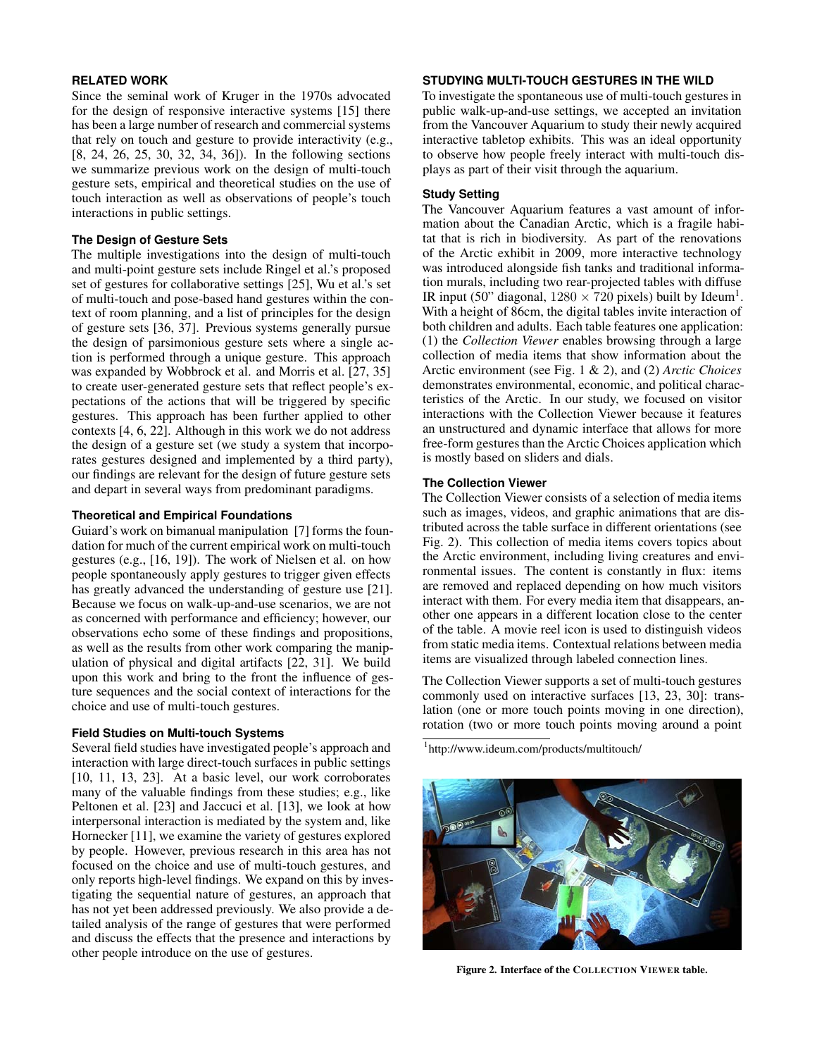## RELATED WORK

Since the seminal work of Kruger in the 1970s advocated for the design of responsive interactive systems [15] there has been a large number of research and commercial systems that rely on touch and gesture to provide interactivity (e.g., [8, 24, 26, 25, 30, 32, 34, 36]). In the following sections we summarize previous work on the design of multi-touch gesture sets, empirical and theoretical studies on the use of touch interaction as well as observations of people's touch interactions in public settings.

### The Design of Gesture Sets

The multiple investigations into the design of multi-touch and multi-point gesture sets include Ringel et al.'s proposed set of gestures for collaborative settings [25], Wu et al.'s set of multi-touch and pose-based hand gestures within the context of room planning, and a list of principles for the design of gesture sets [36, 37]. Previous systems generally pursue the design of parsimonious gesture sets where a single action is performed through a unique gesture. This approach was expanded by Wobbrock et al. and Morris et al. [27, 35] to create user-generated gesture sets that reflect people's expectations of the actions that will be triggered by specific gestures. This approach has been further applied to other contexts [4, 6, 22]. Although in this work we do not address the design of a gesture set (we study a system that incorporates gestures designed and implemented by a third party), our findings are relevant for the design of future gesture sets and depart in several ways from predominant paradigms.

### Theoretical and Empirical Foundations

Guiard's work on bimanual manipulation [7] forms the foundation for much of the current empirical work on multi-touch gestures (e.g., [16, 19]). The work of Nielsen et al. on how people spontaneously apply gestures to trigger given effects has greatly advanced the understanding of gesture use [21]. Because we focus on walk-up-and-use scenarios, we are not as concerned with performance and efficiency; however, our observations echo some of these findings and propositions, as well as the results from other work comparing the manipulation of physical and digital artifacts [22, 31]. We build upon this work and bring to the front the influence of gesture sequences and the social context of interactions for the choice and use of multi-touch gestures.

### Field Studies on Multi-touch Systems

Several field studies have investigated people's approach and interaction with large direct-touch surfaces in public settings [10, 11, 13, 23]. At a basic level, our work corroborates many of the valuable findings from these studies; e.g., like Peltonen et al. [23] and Jaccuci et al. [13], we look at how interpersonal interaction is mediated by the system and, like Hornecker [11], we examine the variety of gestures explored by people. However, previous research in this area has not focused on the choice and use of multi-touch gestures, and only reports high-level findings. We expand on this by investigating the sequential nature of gestures, an approach that has not yet been addressed previously. We also provide a detailed analysis of the range of gestures that were performed and discuss the effects that the presence and interactions by other people introduce on the use of gestures.

## STUDYING MULTI-TOUCH GESTURES IN THE WILD

To investigate the spontaneous use of multi-touch gestures in public walk-up-and-use settings, we accepted an invitation from the Vancouver Aquarium to study their newly acquired interactive tabletop exhibits. This was an ideal opportunity to observe how people freely interact with multi-touch displays as part of their visit through the aquarium.

### Study Setting

The Vancouver Aquarium features a vast amount of information about the Canadian Arctic, which is a fragile habitat that is rich in biodiversity. As part of the renovations of the Arctic exhibit in 2009, more interactive technology was introduced alongside fish tanks and traditional information murals, including two rear-projected tables with diffuse IR input (50" diagonal, $1280 \times 720$ pixels) built by Ideum[1]. With a height of 86cm, the digital tables invite interaction of both children and adults. Each table features one application: (1) the *Collection Viewer* enables browsing through a large collection of media items that show information about the Arctic environment (see Fig. 1 & 2), and (2) *Arctic Choices* demonstrates environmental, economic, and political characteristics of the Arctic. In our study, we focused on visitor interactions with the Collection Viewer because it features an unstructured and dynamic interface that allows for more free-form gestures than the Arctic Choices application which is mostly based on sliders and dials.

### The Collection Viewer

The Collection Viewer consists of a selection of media items such as images, videos, and graphic animations that are distributed across the table surface in different orientations (see Fig. 2). This collection of media items covers topics about the Arctic environment, including living creatures and environmental issues. The content is constantly in flux: items are removed and replaced depending on how much visitors interact with them. For every media item that disappears, another one appears in a different location close to the center of the table. A movie reel icon is used to distinguish videos from static media items. Contextual relations between media items are visualized through labeled connection lines.

The Collection Viewer supports a set of multi-touch gestures commonly used on interactive surfaces [13, 23, 30]: translation (one or more touch points moving in one direction), rotation (two or more touch points moving around a point

[1] http://www.ideum.com/products/multitouch/

**Figure 2. Interface of the COLLECTION VIEWER table.**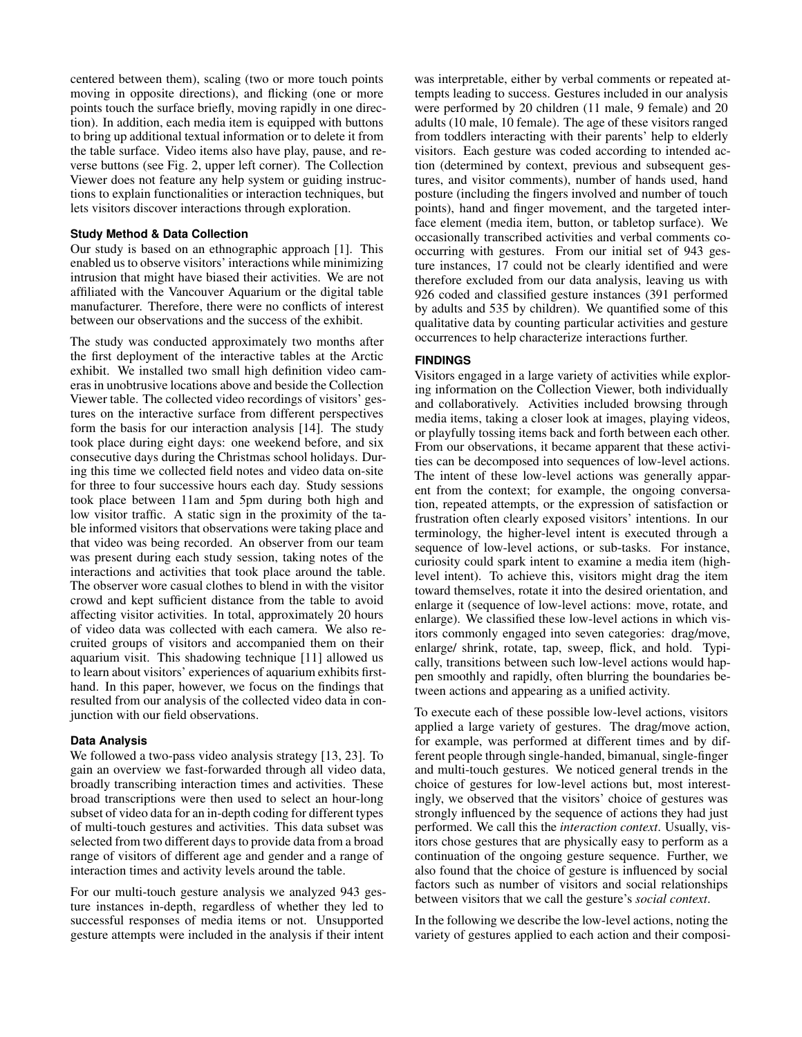centered between them), scaling (two or more touch points moving in opposite directions), and flicking (one or more points touch the surface briefly, moving rapidly in one direction). In addition, each media item is equipped with buttons to bring up additional textual information or to delete it from the table surface. Video items also have play, pause, and reverse buttons (see Fig. 2, upper left corner). The Collection Viewer does not feature any help system or guiding instructions to explain functionalities or interaction techniques, but lets visitors discover interactions through exploration.

### Study Method & Data Collection

Our study is based on an ethnographic approach [1]. This enabled us to observe visitors' interactions while minimizing intrusion that might have biased their activities. We are not affiliated with the Vancouver Aquarium or the digital table manufacturer. Therefore, there were no conflicts of interest between our observations and the success of the exhibit.

The study was conducted approximately two months after the first deployment of the interactive tables at the Arctic exhibit. We installed two small high definition video cameras in unobtrusive locations above and beside the Collection Viewer table. The collected video recordings of visitors' gestures on the interactive surface from different perspectives form the basis for our interaction analysis [14]. The study took place during eight days: one weekend before, and six consecutive days during the Christmas school holidays. During this time we collected field notes and video data on-site for three to four successive hours each day. Study sessions took place between 11am and 5pm during both high and low visitor traffic. A static sign in the proximity of the table informed visitors that observations were taking place and that video was being recorded. An observer from our team was present during each study session, taking notes of the interactions and activities that took place around the table. The observer wore casual clothes to blend in with the visitor crowd and kept sufficient distance from the table to avoid affecting visitor activities. In total, approximately 20 hours of video data was collected with each camera. We also recruited groups of visitors and accompanied them on their aquarium visit. This shadowing technique [11] allowed us to learn about visitors' experiences of aquarium exhibits first-hand. In this paper, however, we focus on the findings that resulted from our analysis of the collected video data in conjunction with our field observations.

### Data Analysis

We followed a two-pass video analysis strategy [13, 23]. To gain an overview we fast-forwarded through all video data, broadly transcribing interaction times and activities. These broad transcriptions were then used to select an hour-long subset of video data for an in-depth coding for different types of multi-touch gestures and activities. This data subset was selected from two different days to provide data from a broad range of visitors of different age and gender and a range of interaction times and activity levels around the table.

For our multi-touch gesture analysis we analyzed 943 gesture instances in-depth, regardless of whether they led to successful responses of media items or not. Unsupported gesture attempts were included in the analysis if their intent was interpretable, either by verbal comments or repeated attempts leading to success. Gestures included in our analysis were performed by 20 children (11 male, 9 female) and 20 adults (10 male, 10 female). The age of these visitors ranged from toddlers interacting with their parents' help to elderly visitors. Each gesture was coded according to intended action (determined by context, previous and subsequent gestures, and visitor comments), number of hands used, hand posture (including the fingers involved and number of touch points), hand and finger movement, and the targeted interface element (media item, button, or tabletop surface). We occasionally transcribed activities and verbal comments co-occurring with gestures. From our initial set of 943 gesture instances, 17 could not be clearly identified and were therefore excluded from our data analysis, leaving us with 926 coded and classified gesture instances (391 performed by adults and 535 by children). We quantified some of this qualitative data by counting particular activities and gesture occurrences to help characterize interactions further.

## FINDINGS

Visitors engaged in a large variety of activities while exploring information on the Collection Viewer, both individually and collaboratively. Activities included browsing through media items, taking a closer look at images, playing videos, or playfully tossing items back and forth between each other. From our observations, it became apparent that these activities can be decomposed into sequences of low-level actions. The intent of these low-level actions was generally apparent from the context; for example, the ongoing conversation, repeated attempts, or the expression of satisfaction or frustration often clearly exposed visitors' intentions. In our terminology, the higher-level intent is executed through a sequence of low-level actions, or sub-tasks. For instance, curiosity could spark intent to examine a media item (high-level intent). To achieve this, visitors might drag the item toward themselves, rotate it into the desired orientation, and enlarge it (sequence of low-level actions: move, rotate, and enlarge). We classified these low-level actions in which visitors commonly engaged into seven categories: drag/move, enlarge/ shrink, rotate, tap, sweep, flick, and hold. Typically, transitions between such low-level actions would happen smoothly and rapidly, often blurring the boundaries between actions and appearing as a unified activity.

To execute each of these possible low-level actions, visitors applied a large variety of gestures. The drag/move action, for example, was performed at different times and by different people through single-handed, bimanual, single-finger and multi-touch gestures. We noticed general trends in the choice of gestures for low-level actions but, most interestingly, we observed that the visitors' choice of gestures was strongly influenced by the sequence of actions they had just performed. We call this the *interaction context*. Usually, visitors chose gestures that are physically easy to perform as a continuation of the ongoing gesture sequence. Further, we also found that the choice of gesture is influenced by social factors such as number of visitors and social relationships between visitors that we call the gesture's *social context*.

In the following we describe the low-level actions, noting the variety of gestures applied to each action and their composi-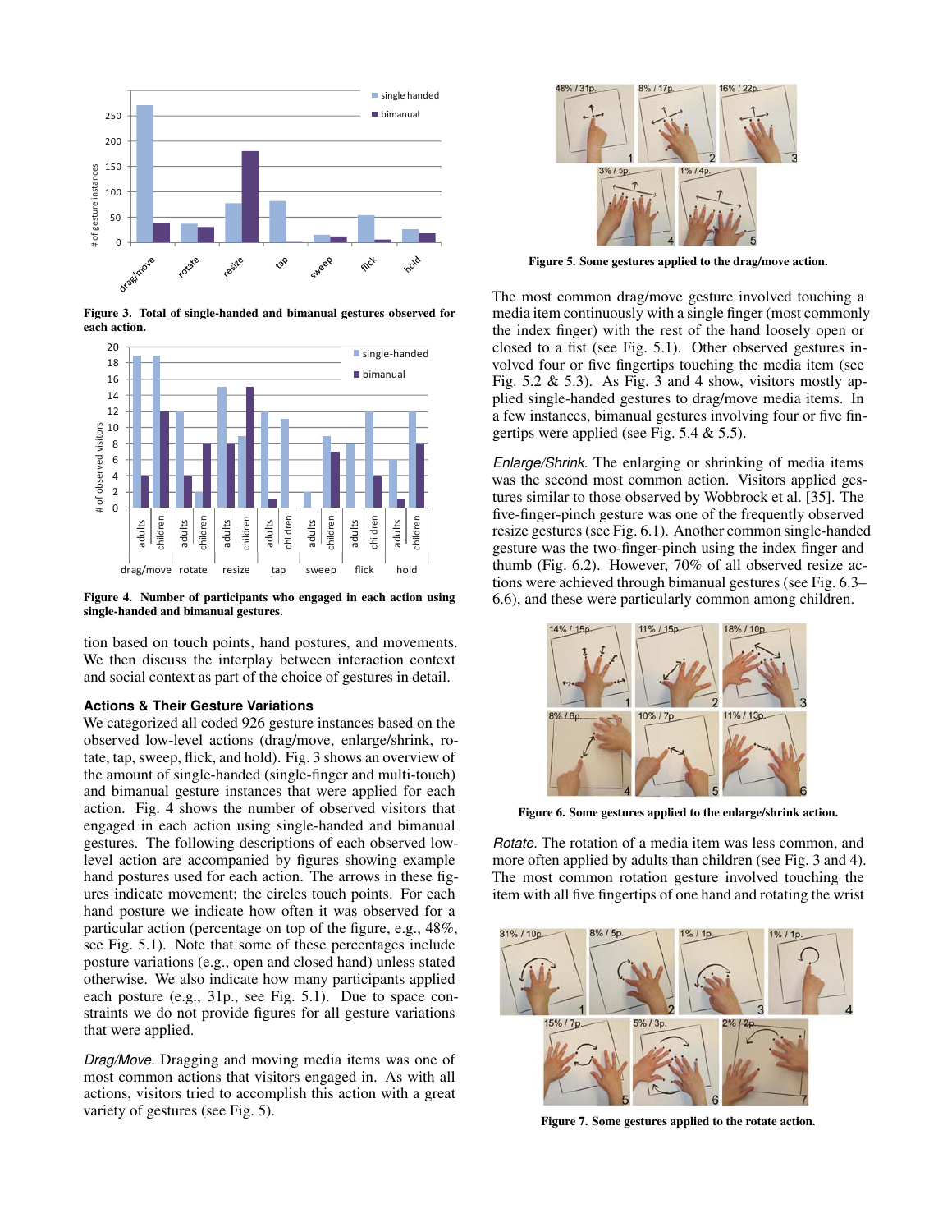Figure 3. Total of single-handed and bimanual gestures observed for each action.

Figure 4. Number of participants who engaged in each action using single-handed and bimanual gestures.

tion based on touch points, hand postures, and movements. We then discuss the interplay between interaction context and social context as part of the choice of gestures in detail.

### Actions & Their Gesture Variations

We categorized all coded 926 gesture instances based on the observed low-level actions (drag/move, enlarge/shrink, rotate, tap, sweep, flick, and hold). Fig. 3 shows an overview of the amount of single-handed (single-finger and multi-touch) and bimanual gesture instances that were applied for each action. Fig. 4 shows the number of observed visitors that engaged in each action using single-handed and bimanual gestures. The following descriptions of each observed low-level action are accompanied by figures showing example hand postures used for each action. The arrows in these figures indicate movement; the circles touch points. For each hand posture we indicate how often it was observed for a particular action (percentage on top of the figure, e.g., 48%, see Fig. 5.1). Note that some of these percentages include posture variations (e.g., open and closed hand) unless stated otherwise. We also indicate how many participants applied each posture (e.g., 31p., see Fig. 5.1). Due to space constraints we do not provide figures for all gesture variations that were applied.

*Drag/Move.* Dragging and moving media items was one of most common actions that visitors engaged in. As with all actions, visitors tried to accomplish this action with a great variety of gestures (see Fig. 5).

Figure 5. Some gestures applied to the drag/move action.

The most common drag/move gesture involved touching a media item continuously with a single finger (most commonly the index finger) with the rest of the hand loosely open or closed to a fist (see Fig. 5.1). Other observed gestures involved four or five fingertips touching the media item (see Fig. 5.2 & 5.3). As Fig. 3 and 4 show, visitors mostly applied single-handed gestures to drag/move media items. In a few instances, bimanual gestures involving four or five fingertips were applied (see Fig. 5.4 & 5.5).

*Enlarge/Shrink.* The enlarging or shrinking of media items was the second most common action. Visitors applied gestures similar to those observed by Wobbrock et al. [35]. The five-finger-pinch gesture was one of the frequently observed resize gestures (see Fig. 6.1). Another common single-handed gesture was the two-finger-pinch using the index finger and thumb (Fig. 6.2). However, 70% of all observed resize actions were achieved through bimanual gestures (see Fig. 6.3–6.6), and these were particularly common among children.

Figure 6. Some gestures applied to the enlarge/shrink action.

*Rotate.* The rotation of a media item was less common, and more often applied by adults than children (see Fig. 3 and 4). The most common rotation gesture involved touching the item with all five fingertips of one hand and rotating the wrist

Figure 7. Some gestures applied to the rotate action.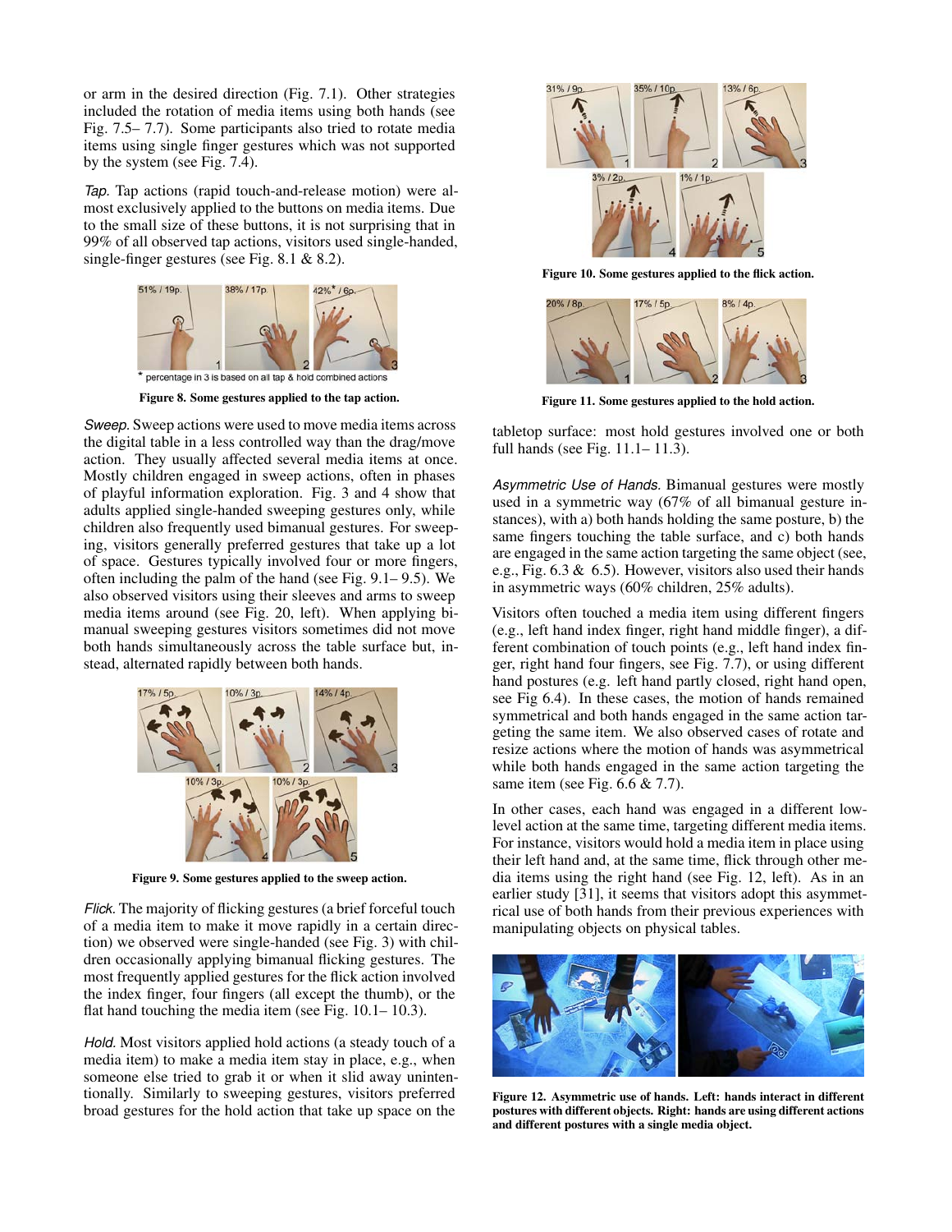or arm in the desired direction (Fig. 7.1). Other strategies included the rotation of media items using both hands (see Fig. 7.5– 7.7). Some participants also tried to rotate media items using single finger gestures which was not supported by the system (see Fig. 7.4).

*Tap.* Tap actions (rapid touch-and-release motion) were almost exclusively applied to the buttons on media items. Due to the small size of these buttons, it is not surprising that in 99% of all observed tap actions, visitors used single-handed, single-finger gestures (see Fig. 8.1 & 8.2).

\* percentage in 3 is based on all tap & hold combined actions

**Figure 8. Some gestures applied to the tap action.**

*Sweep.* Sweep actions were used to move media items across the digital table in a less controlled way than the drag/move action. They usually affected several media items at once. Mostly children engaged in sweep actions, often in phases of playful information exploration. Fig. 3 and 4 show that adults applied single-handed sweeping gestures only, while children also frequently used bimanual gestures. For sweeping, visitors generally preferred gestures that take up a lot of space. Gestures typically involved four or more fingers, often including the palm of the hand (see Fig. 9.1– 9.5). We also observed visitors using their sleeves and arms to sweep media items around (see Fig. 20, left). When applying bimanual sweeping gestures visitors sometimes did not move both hands simultaneously across the table surface but, instead, alternated rapidly between both hands.

**Figure 9. Some gestures applied to the sweep action.**

*Flick.* The majority of flicking gestures (a brief forceful touch of a media item to make it move rapidly in a certain direction) we observed were single-handed (see Fig. 3) with children occasionally applying bimanual flicking gestures. The most frequently applied gestures for the flick action involved the index finger, four fingers (all except the thumb), or the flat hand touching the media item (see Fig. 10.1– 10.3).

*Hold.* Most visitors applied hold actions (a steady touch of a media item) to make a media item stay in place, e.g., when someone else tried to grab it or when it slid away unintentionally. Similarly to sweeping gestures, visitors preferred broad gestures for the hold action that take up space on the tabletop surface: most hold gestures involved one or both full hands (see Fig. 11.1– 11.3).

**Figure 10. Some gestures applied to the flick action.**

**Figure 11. Some gestures applied to the hold action.**

*Asymmetric Use of Hands.* Bimanual gestures were mostly used in a symmetric way (67% of all bimanual gesture instances), with a) both hands holding the same posture, b) the same fingers touching the table surface, and c) both hands are engaged in the same action targeting the same object (see, e.g., Fig. 6.3 & 6.5). However, visitors also used their hands in asymmetric ways (60% children, 25% adults).

Visitors often touched a media item using different fingers (e.g., left hand index finger, right hand middle finger), a different combination of touch points (e.g., left hand index finger, right hand four fingers, see Fig. 7.7), or using different hand postures (e.g. left hand partly closed, right hand open, see Fig 6.4). In these cases, the motion of hands remained symmetrical and both hands engaged in the same action targeting the same item. We also observed cases of rotate and resize actions where the motion of hands was asymmetrical while both hands engaged in the same action targeting the same item (see Fig. 6.6 & 7.7).

In other cases, each hand was engaged in a different low-level action at the same time, targeting different media items. For instance, visitors would hold a media item in place using their left hand and, at the same time, flick through other media items using the right hand (see Fig. 12, left). As in an earlier study [31], it seems that visitors adopt this asymmetrical use of both hands from their previous experiences with manipulating objects on physical tables.

**Figure 12. Asymmetric use of hands. Left: hands interact in different postures with different objects. Right: hands are using different actions and different postures with a single media object.**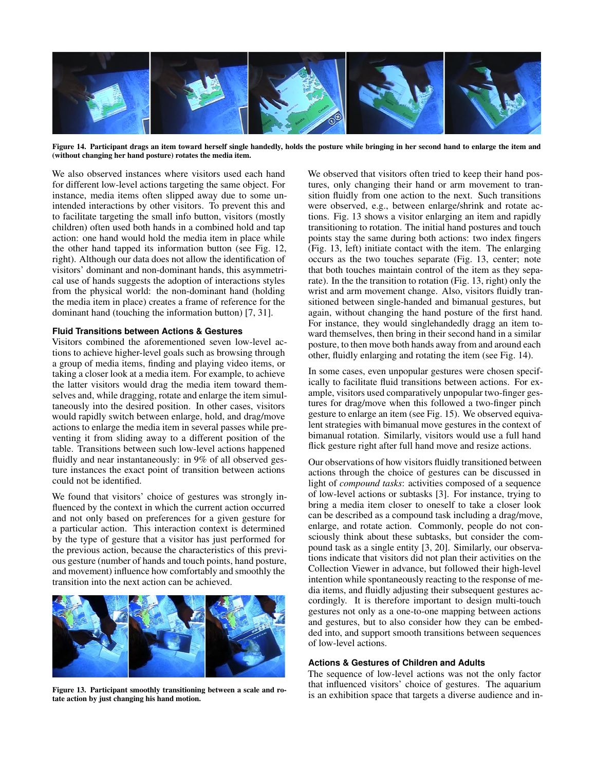Figure 14. Participant drags an item toward herself single handedly, holds the posture while bringing in her second hand to enlarge the item and (without changing her hand posture) rotates the media item.

We also observed instances where visitors used each hand for different low-level actions targeting the same object. For instance, media items often slipped away due to some unintended interactions by other visitors. To prevent this and to facilitate targeting the small info button, visitors (mostly children) often used both hands in a combined hold and tap action: one hand would hold the media item in place while the other hand tapped its information button (see Fig. 12, right). Although our data does not allow the identification of visitors' dominant and non-dominant hands, this asymmetrical use of hands suggests the adoption of interactions styles from the physical world: the non-dominant hand (holding the media item in place) creates a frame of reference for the dominant hand (touching the information button) [7, 31].

### Fluid Transitions between Actions & Gestures

Visitors combined the aforementioned seven low-level actions to achieve higher-level goals such as browsing through a group of media items, finding and playing video items, or taking a closer look at a media item. For example, to achieve the latter visitors would drag the media item toward themselves and, while dragging, rotate and enlarge the item simultaneously into the desired position. In other cases, visitors would rapidly switch between enlarge, hold, and drag/move actions to enlarge the media item in several passes while preventing it from sliding away to a different position of the table. Transitions between such low-level actions happened fluidly and near instantaneously: in 9% of all observed gesture instances the exact point of transition between actions could not be identified.

We found that visitors' choice of gestures was strongly influenced by the context in which the current action occurred and not only based on preferences for a given gesture for a particular action. This interaction context is determined by the type of gesture that a visitor has just performed for the previous action, because the characteristics of this previous gesture (number of hands and touch points, hand posture, and movement) influence how comfortably and smoothly the transition into the next action can be achieved.

Figure 13. Participant smoothly transitioning between a scale and rotate action by just changing his hand motion.

We observed that visitors often tried to keep their hand postures, only changing their hand or arm movement to transition fluidly from one action to the next. Such transitions were observed, e.g., between enlarge/shrink and rotate actions. Fig. 13 shows a visitor enlarging an item and rapidly transitioning to rotation. The initial hand postures and touch points stay the same during both actions: two index fingers (Fig. 13, left) initiate contact with the item. The enlarging occurs as the two touches separate (Fig. 13, center; note that both touches maintain control of the item as they separate). In the the transition to rotation (Fig. 13, right) only the wrist and arm movement change. Also, visitors fluidly transitioned between single-handed and bimanual gestures, but again, without changing the hand posture of the first hand. For instance, they would singlehandedly dragg an item toward themselves, then bring in their second hand in a similar posture, to then move both hands away from and around each other, fluidly enlarging and rotating the item (see Fig. 14).

In some cases, even unpopular gestures were chosen specifically to facilitate fluid transitions between actions. For example, visitors used comparatively unpopular two-finger gestures for drag/move when this followed a two-finger pinch gesture to enlarge an item (see Fig. 15). We observed equivalent strategies with bimanual move gestures in the context of bimanual rotation. Similarly, visitors would use a full hand flick gesture right after full hand move and resize actions.

Our observations of how visitors fluidly transitioned between actions through the choice of gestures can be discussed in light of *compound tasks*: activities composed of a sequence of low-level actions or subtasks [3]. For instance, trying to bring a media item closer to oneself to take a closer look can be described as a compound task including a drag/move, enlarge, and rotate action. Commonly, people do not consciously think about these subtasks, but consider the compound task as a single entity [3, 20]. Similarly, our observations indicate that visitors did not plan their activities on the Collection Viewer in advance, but followed their high-level intention while spontaneously reacting to the response of media items, and fluidly adjusting their subsequent gestures accordingly. It is therefore important to design multi-touch gestures not only as a one-to-one mapping between actions and gestures, but to also consider how they can be embedded into, and support smooth transitions between sequences of low-level actions.

### Actions & Gestures of Children and Adults

The sequence of low-level actions was not the only factor that influenced visitors' choice of gestures. The aquarium is an exhibition space that targets a diverse audience and in-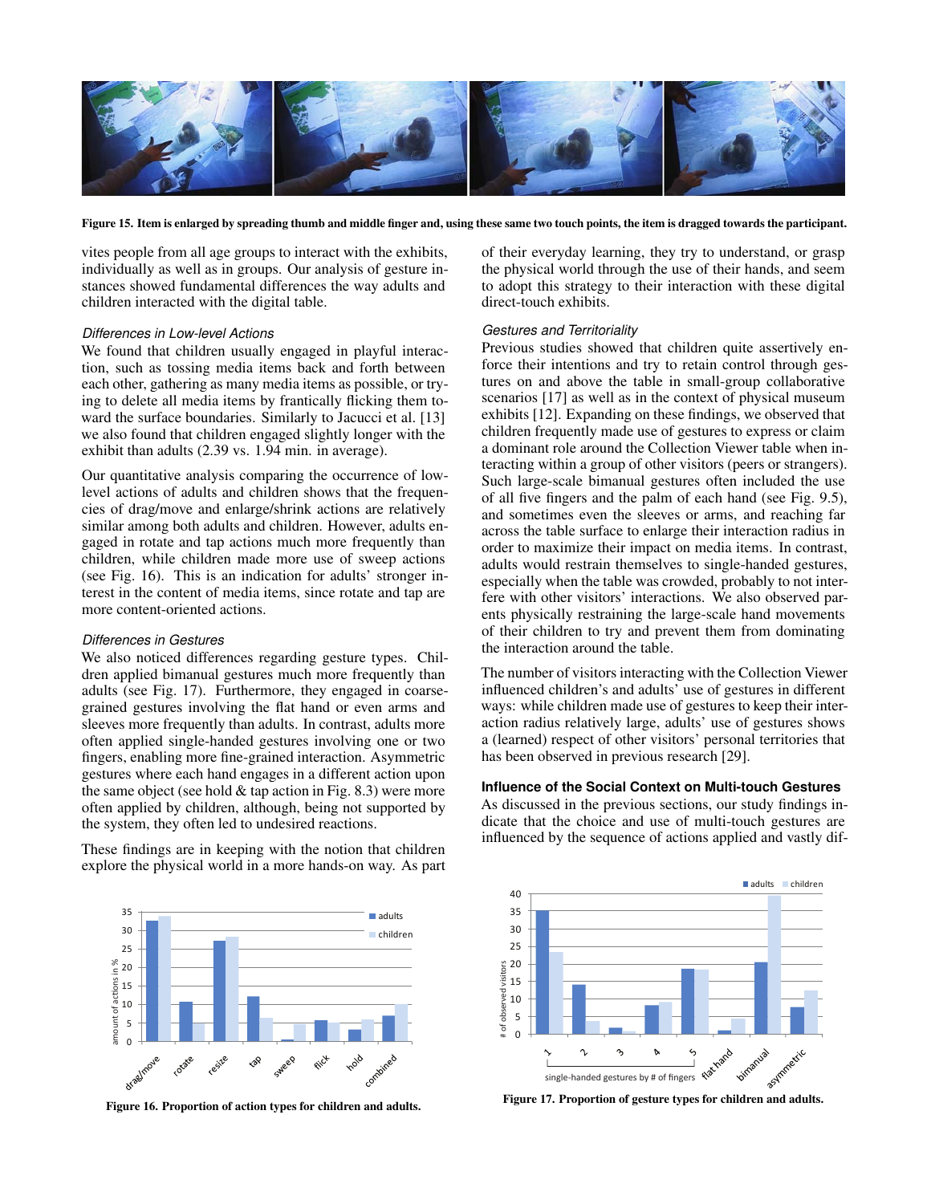Figure 15. Item is enlarged by spreading thumb and middle finger and, using these same two touch points, the item is dragged towards the participant.

vites people from all age groups to interact with the exhibits, individually as well as in groups. Our analysis of gesture instances showed fundamental differences the way adults and children interacted with the digital table.

### *Differences in Low-level Actions*

We found that children usually engaged in playful interaction, such as tossing media items back and forth between each other, gathering as many media items as possible, or trying to delete all media items by frantically flicking them toward the surface boundaries. Similarly to Jacucci et al. [13] we also found that children engaged slightly longer with the exhibit than adults (2.39 vs. 1.94 min. in average).

Our quantitative analysis comparing the occurrence of low-level actions of adults and children shows that the frequencies of drag/move and enlarge/shrink actions are relatively similar among both adults and children. However, adults engaged in rotate and tap actions much more frequently than children, while children made more use of sweep actions (see Fig. 16). This is an indication for adults' stronger interest in the content of media items, since rotate and tap are more content-oriented actions.

### *Differences in Gestures*

We also noticed differences regarding gesture types. Children applied bimanual gestures much more frequently than adults (see Fig. 17). Furthermore, they engaged in coarse-grained gestures involving the flat hand or even arms and sleeves more frequently than adults. In contrast, adults more often applied single-handed gestures involving one or two fingers, enabling more fine-grained interaction. Asymmetric gestures where each hand engages in a different action upon the same object (see hold & tap action in Fig. 8.3) were more often applied by children, although, being not supported by the system, they often led to undesired reactions.

These findings are in keeping with the notion that children explore the physical world in a more hands-on way. As part of their everyday learning, they try to understand, or grasp the physical world through the use of their hands, and seem to adopt this strategy to their interaction with these digital direct-touch exhibits.

### *Gestures and Territoriality*

Previous studies showed that children quite assertively enforce their intentions and try to retain control through gestures on and above the table in small-group collaborative scenarios [17] as well as in the context of physical museum exhibits [12]. Expanding on these findings, we observed that children frequently made use of gestures to express or claim a dominant role around the Collection Viewer table when interacting within a group of other visitors (peers or strangers). Such large-scale bimanual gestures often included the use of all five fingers and the palm of each hand (see Fig. 9.5), and sometimes even the sleeves or arms, and reaching far across the table surface to enlarge their interaction radius in order to maximize their impact on media items. In contrast, adults would restrain themselves to single-handed gestures, especially when the table was crowded, probably to not interfere with other visitors' interactions. We also observed parents physically restraining the large-scale hand movements of their children to try and prevent them from dominating the interaction around the table.

The number of visitors interacting with the Collection Viewer influenced children's and adults' use of gestures in different ways: while children made use of gestures to keep their interaction radius relatively large, adults' use of gestures shows a (learned) respect of other visitors' personal territories that has been observed in previous research [29].

## Influence of the Social Context on Multi-touch Gestures

As discussed in the previous sections, our study findings indicate that the choice and use of multi-touch gestures are influenced by the sequence of actions applied and vastly dif-

Figure 16. Proportion of action types for children and adults.

Figure 17. Proportion of gesture types for children and adults.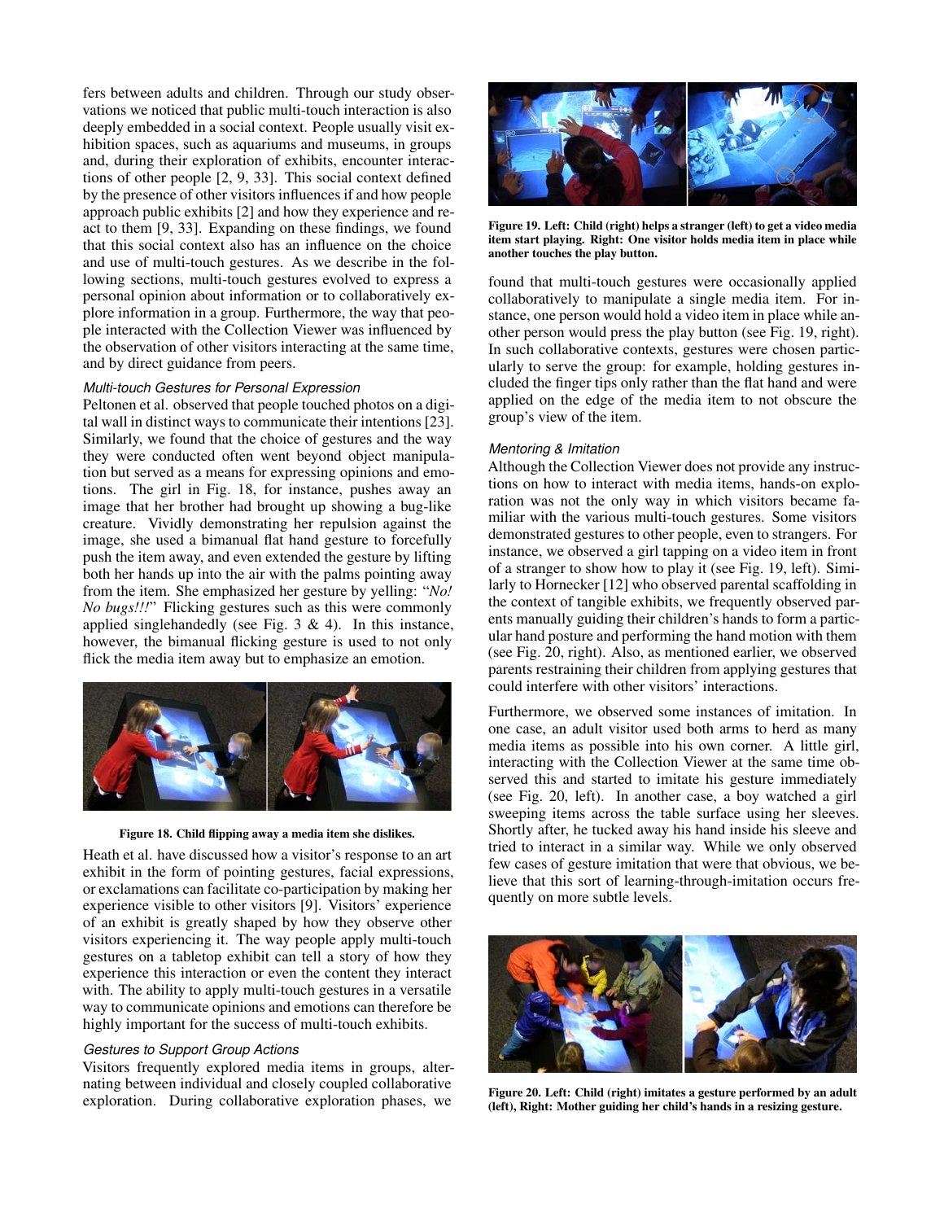fers between adults and children. Through our study observations we noticed that public multi-touch interaction is also deeply embedded in a social context. People usually visit exhibition spaces, such as aquariums and museums, in groups and, during their exploration of exhibits, encounter interactions of other people [2, 9, 33]. This social context defined by the presence of other visitors influences if and how people approach public exhibits [2] and how they experience and react to them [9, 33]. Expanding on these findings, we found that this social context also has an influence on the choice and use of multi-touch gestures. As we describe in the following sections, multi-touch gestures evolved to express a personal opinion about information or to collaboratively explore information in a group. Furthermore, the way that people interacted with the Collection Viewer was influenced by the observation of other visitors interacting at the same time, and by direct guidance from peers.

### Multi-touch Gestures for Personal Expression

Peltonen et al. observed that people touched photos on a digital wall in distinct ways to communicate their intentions [23]. Similarly, we found that the choice of gestures and the way they were conducted often went beyond object manipulation but served as a means for expressing opinions and emotions. The girl in Fig. 18, for instance, pushes away an image that her brother had brought up showing a bug-like creature. Vividly demonstrating her repulsion against the image, she used a bimanual flat hand gesture to forcefully push the item away, and even extended the gesture by lifting both her hands up into the air with the palms pointing away from the item. She emphasized her gesture by yelling: "*No! No bugs!!!*" Flicking gestures such as this were commonly applied singlehandedly (see Fig. 3 & 4). In this instance, however, the bimanual flicking gesture is used to not only flick the media item away but to emphasize an emotion.

**Figure 18. Child flipping away a media item she dislikes.**

Heath et al. have discussed how a visitor's response to an art exhibit in the form of pointing gestures, facial expressions, or exclamations can facilitate co-participation by making her experience visible to other visitors [9]. Visitors' experience of an exhibit is greatly shaped by how they observe other visitors experiencing it. The way people apply multi-touch gestures on a tabletop exhibit can tell a story of how they experience this interaction or even the content they interact with. The ability to apply multi-touch gestures in a versatile way to communicate opinions and emotions can therefore be highly important for the success of multi-touch exhibits.

### Gestures to Support Group Actions

Visitors frequently explored media items in groups, alternating between individual and closely coupled collaborative exploration. During collaborative exploration phases, we found that multi-touch gestures were occasionally applied collaboratively to manipulate a single media item. For instance, one person would hold a video item in place while another person would press the play button (see Fig. 19, right). In such collaborative contexts, gestures were chosen particularly to serve the group: for example, holding gestures included the finger tips only rather than the flat hand and were applied on the edge of the media item to not obscure the group's view of the item.

**Figure 19. Left: Child (right) helps a stranger (left) to get a video media item start playing. Right: One visitor holds media item in place while another touches the play button.**

### Mentoring & Imitation

Although the Collection Viewer does not provide any instructions on how to interact with media items, hands-on exploration was not the only way in which visitors became familiar with the various multi-touch gestures. Some visitors demonstrated gestures to other people, even to strangers. For instance, we observed a girl tapping on a video item in front of a stranger to show how to play it (see Fig. 19, left). Similarly to Hornecker [12] who observed parental scaffolding in the context of tangible exhibits, we frequently observed parents manually guiding their children's hands to form a particular hand posture and performing the hand motion with them (see Fig. 20, right). Also, as mentioned earlier, we observed parents restraining their children from applying gestures that could interfere with other visitors' interactions.

Furthermore, we observed some instances of imitation. In one case, an adult visitor used both arms to herd as many media items as possible into his own corner. A little girl, interacting with the Collection Viewer at the same time observed this and started to imitate his gesture immediately (see Fig. 20, left). In another case, a boy watched a girl sweeping items across the table surface using her sleeves. Shortly after, he tucked away his hand inside his sleeve and tried to interact in a similar way. While we only observed few cases of gesture imitation that were that obvious, we believe that this sort of learning-through-imitation occurs frequently on more subtle levels.

**Figure 20. Left: Child (right) imitates a gesture performed by an adult (left), Right: Mother guiding her child's hands in a resizing gesture.**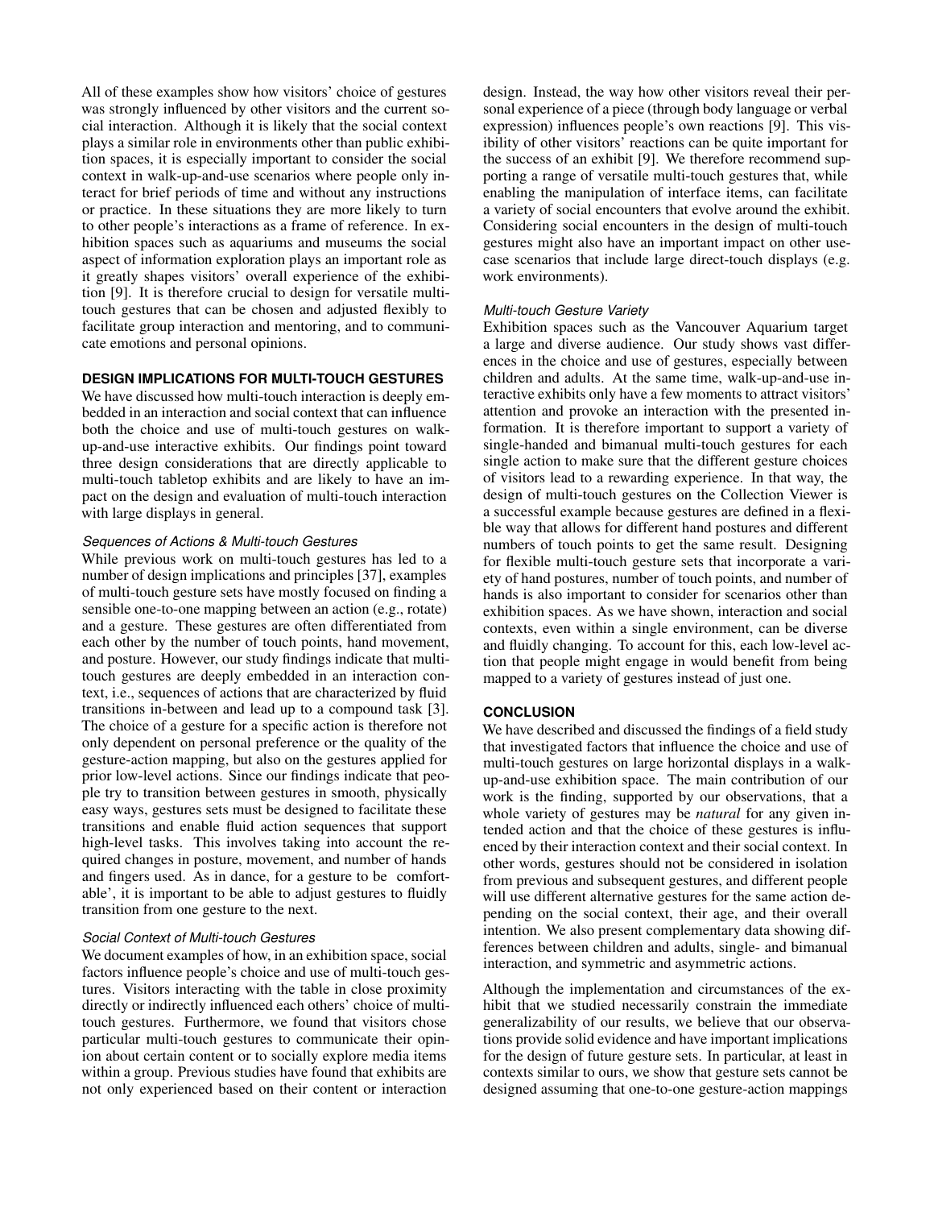All of these examples show how visitors' choice of gestures was strongly influenced by other visitors and the current social interaction. Although it is likely that the social context plays a similar role in environments other than public exhibition spaces, it is especially important to consider the social context in walk-up-and-use scenarios where people only interact for brief periods of time and without any instructions or practice. In these situations they are more likely to turn to other people's interactions as a frame of reference. In exhibition spaces such as aquariums and museums the social aspect of information exploration plays an important role as it greatly shapes visitors' overall experience of the exhibition [9]. It is therefore crucial to design for versatile multi-touch gestures that can be chosen and adjusted flexibly to facilitate group interaction and mentoring, and to communicate emotions and personal opinions.

## DESIGN IMPLICATIONS FOR MULTI-TOUCH GESTURES

We have discussed how multi-touch interaction is deeply embedded in an interaction and social context that can influence both the choice and use of multi-touch gestures on walk-up-and-use interactive exhibits. Our findings point toward three design considerations that are directly applicable to multi-touch tabletop exhibits and are likely to have an impact on the design and evaluation of multi-touch interaction with large displays in general.

### *Sequences of Actions & Multi-touch Gestures*

While previous work on multi-touch gestures has led to a number of design implications and principles [37], examples of multi-touch gesture sets have mostly focused on finding a sensible one-to-one mapping between an action (e.g., rotate) and a gesture. These gestures are often differentiated from each other by the number of touch points, hand movement, and posture. However, our study findings indicate that multi-touch gestures are deeply embedded in an interaction context, i.e., sequences of actions that are characterized by fluid transitions in-between and lead up to a compound task [3]. The choice of a gesture for a specific action is therefore not only dependent on personal preference or the quality of the gesture-action mapping, but also on the gestures applied for prior low-level actions. Since our findings indicate that people try to transition between gestures in smooth, physically easy ways, gestures sets must be designed to facilitate these transitions and enable fluid action sequences that support high-level tasks. This involves taking into account the required changes in posture, movement, and number of hands and fingers used. As in dance, for a gesture to be 'comfortable', it is important to be able to adjust gestures to fluidly transition from one gesture to the next.

### *Social Context of Multi-touch Gestures*

We document examples of how, in an exhibition space, social factors influence people's choice and use of multi-touch gestures. Visitors interacting with the table in close proximity directly or indirectly influenced each others' choice of multi-touch gestures. Furthermore, we found that visitors chose particular multi-touch gestures to communicate their opinion about certain content or to socially explore media items within a group. Previous studies have found that exhibits are not only experienced based on their content or interaction design. Instead, the way how other visitors reveal their personal experience of a piece (through body language or verbal expression) influences people's own reactions [9]. This visibility of other visitors' reactions can be quite important for the success of an exhibit [9]. We therefore recommend supporting a range of versatile multi-touch gestures that, while enabling the manipulation of interface items, can facilitate a variety of social encounters that evolve around the exhibit. Considering social encounters in the design of multi-touch gestures might also have an important impact on other use-case scenarios that include large direct-touch displays (e.g. work environments).

### *Multi-touch Gesture Variety*

Exhibition spaces such as the Vancouver Aquarium target a large and diverse audience. Our study shows vast differences in the choice and use of gestures, especially between children and adults. At the same time, walk-up-and-use interactive exhibits only have a few moments to attract visitors' attention and provoke an interaction with the presented information. It is therefore important to support a variety of single-handed and bimanual multi-touch gestures for each single action to make sure that the different gesture choices of visitors lead to a rewarding experience. In that way, the design of multi-touch gestures on the Collection Viewer is a successful example because gestures are defined in a flexible way that allows for different hand postures and different numbers of touch points to get the same result. Designing for flexible multi-touch gesture sets that incorporate a variety of hand postures, number of touch points, and number of hands is also important to consider for scenarios other than exhibition spaces. As we have shown, interaction and social contexts, even within a single environment, can be diverse and fluidly changing. To account for this, each low-level action that people might engage in would benefit from being mapped to a variety of gestures instead of just one.

## CONCLUSION

We have described and discussed the findings of a field study that investigated factors that influence the choice and use of multi-touch gestures on large horizontal displays in a walk-up-and-use exhibition space. The main contribution of our work is the finding, supported by our observations, that a whole variety of gestures may be *natural* for any given intended action and that the choice of these gestures is influenced by their interaction context and their social context. In other words, gestures should not be considered in isolation from previous and subsequent gestures, and different people will use different alternative gestures for the same action depending on the social context, their age, and their overall intention. We also present complementary data showing differences between children and adults, single- and bimanual interaction, and symmetric and asymmetric actions.

Although the implementation and circumstances of the exhibit that we studied necessarily constrain the immediate generalizability of our results, we believe that our observations provide solid evidence and have important implications for the design of future gesture sets. In particular, at least in contexts similar to ours, we show that gesture sets cannot be designed assuming that one-to-one gesture-action mappings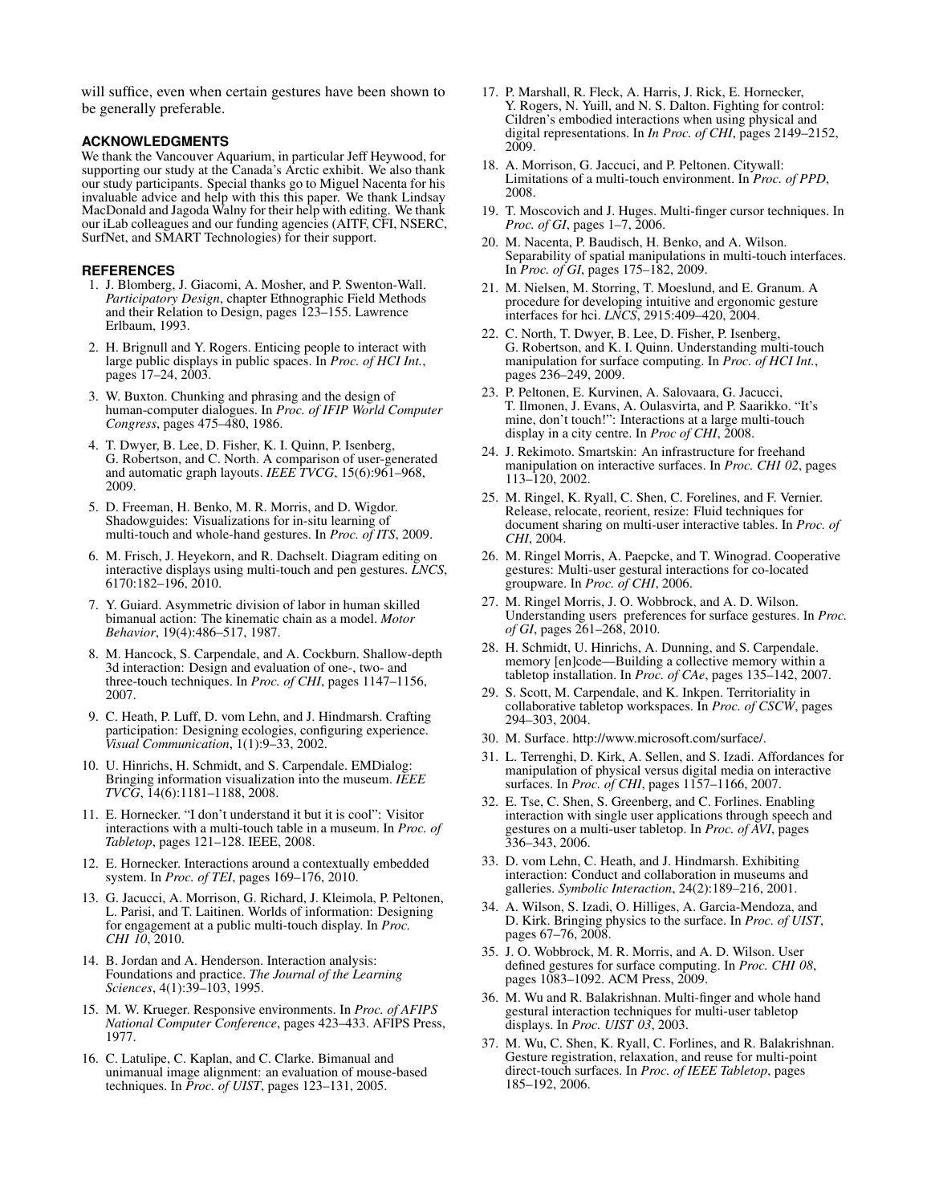will suffice, even when certain gestures have been shown to be generally preferable.

## ACKNOWLEDGMENTS

We thank the Vancouver Aquarium, in particular Jeff Heywood, for supporting our study at the Canada's Arctic exhibit. We also thank our study participants. Special thanks go to Miguel Nacenta for his invaluable advice and help with this this paper. We thank Lindsay MacDonald and Jagoda Walny for their help with editing. We thank our iLab colleagues and our funding agencies (AITF, CFI, NSERC, SurfNet, and SMART Technologies) for their support.

## REFERENCES

1. J. Blomberg, J. Giacomi, A. Mosher, and P. Swenton-Wall. *Participatory Design*, chapter Ethnographic Field Methods and their Relation to Design, pages 123–155. Lawrence Erlbaum, 1993.
2. H. Brignull and Y. Rogers. Enticing people to interact with large public displays in public spaces. In *Proc. of HCI Int.*, pages 17–24, 2003.
3. W. Buxton. Chunking and phrasing and the design of human-computer dialogues. In *Proc. of IFIP World Computer Congress*, pages 475–480, 1986.
4. T. Dwyer, B. Lee, D. Fisher, K. I. Quinn, P. Isenberg, G. Robertson, and C. North. A comparison of user-generated and automatic graph layouts. *IEEE TVCG*, 15(6):961–968, 2009.
5. D. Freeman, H. Benko, M. R. Morris, and D. Wigdor. Shadowguides: Visualizations for in-situ learning of multi-touch and whole-hand gestures. In *Proc. of ITS*, 2009.
6. M. Frisch, J. Heyekorn, and R. Dachselt. Diagram editing on interactive displays using multi-touch and pen gestures. *LNCS*, 6170:182–196, 2010.
7. Y. Guiard. Asymmetric division of labor in human skilled bimanual action: The kinematic chain as a model. *Motor Behavior*, 19(4):486–517, 1987.
8. M. Hancock, S. Carpendale, and A. Cockburn. Shallow-depth 3d interaction: Design and evaluation of one-, two- and three-touch techniques. In *Proc. of CHI*, pages 1147–1156, 2007.
9. C. Heath, P. Luff, D. vom Lehn, and J. Hindmarsh. Crafting participation: Designing ecologies, configuring experience. *Visual Communication*, 1(1):9–33, 2002.
10. U. Hinrichs, H. Schmidt, and S. Carpendale. EMDialog: Bringing information visualization into the museum. *IEEE TVCG*, 14(6):1181–1188, 2008.
11. E. Hornecker. "I don't understand it but it is cool": Visitor interactions with a multi-touch table in a museum. In *Proc. of Tabletop*, pages 121–128. IEEE, 2008.
12. E. Hornecker. Interactions around a contextually embedded system. In *Proc. of TEI*, pages 169–176, 2010.
13. G. Jacucci, A. Morrison, G. Richard, J. Kleimola, P. Peltonen, L. Parisi, and T. Laitinen. Worlds of information: Designing for engagement at a public multi-touch display. In *Proc. CHI 10*, 2010.
14. B. Jordan and A. Henderson. Interaction analysis: Foundations and practice. *The Journal of the Learning Sciences*, 4(1):39–103, 1995.
15. M. W. Krueger. Responsive environments. In *Proc. of AFIPS National Computer Conference*, pages 423–433. AFIPS Press, 1977.
16. C. Latulipe, C. Kaplan, and C. Clarke. Bimanual and unimanual image alignment: an evaluation of mouse-based techniques. In *Proc. of UIST*, pages 123–131, 2005.
17. P. Marshall, R. Fleck, A. Harris, J. Rick, E. Hornecker, Y. Rogers, N. Yuill, and N. S. Dalton. Fighting for control: Cildren's embodied interactions when using physical and digital representations. In *In Proc. of CHI*, pages 2149–2152, 2009.
18. A. Morrison, G. Jaccuci, and P. Peltonen. Citywall: Limitations of a multi-touch environment. In *Proc. of PPD*, 2008.
19. T. Moscovich and J. Huges. Multi-finger cursor techniques. In *Proc. of GI*, pages 1–7, 2006.
20. M. Nacenta, P. Baudisch, H. Benko, and A. Wilson. Separability of spatial manipulations in multi-touch interfaces. In *Proc. of GI*, pages 175–182, 2009.
21. M. Nielsen, M. Storring, T. Moeslund, and E. Granum. A procedure for developing intuitive and ergonomic gesture interfaces for hci. *LNCS*, 2915:409–420, 2004.
22. C. North, T. Dwyer, B. Lee, D. Fisher, P. Isenberg, G. Robertson, and K. I. Quinn. Understanding multi-touch manipulation for surface computing. In *Proc. of HCI Int.*, pages 236–249, 2009.
23. P. Peltonen, E. Kurvinen, A. Salovaara, G. Jacucci, T. Ilmonen, J. Evans, A. Oulasvirta, and P. Saarikko. "It's mine, don't touch!": Interactions at a large multi-touch display in a city centre. In *Proc of CHI*, 2008.
24. J. Rekimoto. Smartskin: An infrastructure for freehand manipulation on interactive surfaces. In *Proc. CHI 02*, pages 113–120, 2002.
25. M. Ringel, K. Ryall, C. Shen, C. Forelines, and F. Vernier. Release, relocate, reorient, resize: Fluid techniques for document sharing on multi-user interactive tables. In *Proc. of CHI*, 2004.
26. M. Ringel Morris, A. Paepcke, and T. Winograd. Cooperative gestures: Multi-user gestural interactions for co-located groupware. In *Proc. of CHI*, 2006.
27. M. Ringel Morris, J. O. Wobbrock, and A. D. Wilson. Understanding users preferences for surface gestures. In *Proc. of GI*, pages 261–268, 2010.
28. H. Schmidt, U. Hinrichs, A. Dunning, and S. Carpendale. memory [en]code—Building a collective memory within a tabletop installation. In *Proc. of CAe*, pages 135–142, 2007.
29. S. Scott, M. Carpendale, and K. Inkpen. Territoriality in collaborative tabletop workspaces. In *Proc. of CSCW*, pages 294–303, 2004.
30. M. Surface. http://www.microsoft.com/surface/.
31. L. Terrenghi, D. Kirk, A. Sellen, and S. Izadi. Affordances for manipulation of physical versus digital media on interactive surfaces. In *Proc. of CHI*, pages 1157–1166, 2007.
32. E. Tse, C. Shen, S. Greenberg, and C. Forlines. Enabling interaction with single user applications through speech and gestures on a multi-user tabletop. In *Proc. of AVI*, pages 336–343, 2006.
33. D. vom Lehn, C. Heath, and J. Hindmarsh. Exhibiting interaction: Conduct and collaboration in museums and galleries. *Symbolic Interaction*, 24(2):189–216, 2001.
34. A. Wilson, S. Izadi, O. Hilliges, A. Garcia-Mendoza, and D. Kirk. Bringing physics to the surface. In *Proc. of UIST*, pages 67–76, 2008.
35. J. O. Wobbrock, M. R. Morris, and A. D. Wilson. User defined gestures for surface computing. In *Proc. CHI 08*, pages 1083–1092. ACM Press, 2009.
36. M. Wu and R. Balakrishnan. Multi-finger and whole hand gestural interaction techniques for multi-user tabletop displays. In *Proc. UIST 03*, 2003.
37. M. Wu, C. Shen, K. Ryall, C. Forlines, and R. Balakrishnan. Gesture registration, relaxation, and reuse for multi-point direct-touch surfaces. In *Proc. of IEEE Tabletop*, pages 185–192, 2006.